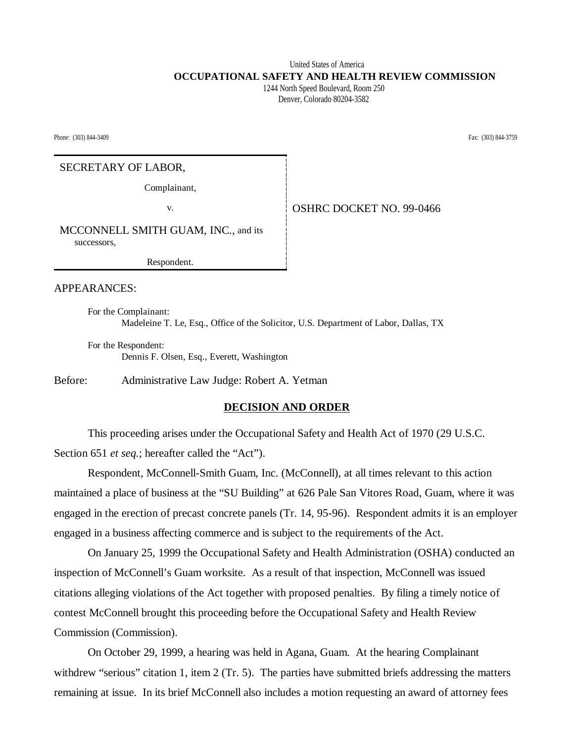United States of America

**OCCUPATIONAL SAFETY AND HEALTH REVIEW COMMISSION**

1244 North Speed Boulevard, Room 250
Denver, Colorado 80204-3582

Phone: (303) 844-3409 Fax: (303) 844-3759

| | |
|---|---|
| SECRETARY OF LABOR,<br><br>Complainant,<br><br>v.<br><br>MCCONNELL SMITH GUAM, INC., and its successors,<br><br>Respondent. | OSHRC DOCKET NO. 99-0466 |

APPEARANCES:

For the Complainant:
Madeleine T. Le, Esq., Office of the Solicitor, U.S. Department of Labor, Dallas, TX

For the Respondent:
Dennis F. Olsen, Esq., Everett, Washington

Before: Administrative Law Judge: Robert A. Yetman

## **DECISION AND ORDER**

This proceeding arises under the Occupational Safety and Health Act of 1970 (29 U.S.C. Section 651 *et seq.*; hereafter called the "Act").

Respondent, McConnell-Smith Guam, Inc. (McConnell), at all times relevant to this action maintained a place of business at the "SU Building" at 626 Pale San Vitores Road, Guam, where it was engaged in the erection of precast concrete panels (Tr. 14, 95-96). Respondent admits it is an employer engaged in a business affecting commerce and is subject to the requirements of the Act.

On January 25, 1999 the Occupational Safety and Health Administration (OSHA) conducted an inspection of McConnell's Guam worksite. As a result of that inspection, McConnell was issued citations alleging violations of the Act together with proposed penalties. By filing a timely notice of contest McConnell brought this proceeding before the Occupational Safety and Health Review Commission (Commission).

On October 29, 1999, a hearing was held in Agana, Guam. At the hearing Complainant withdrew "serious" citation 1, item 2 (Tr. 5). The parties have submitted briefs addressing the matters remaining at issue. In its brief McConnell also includes a motion requesting an award of attorney fees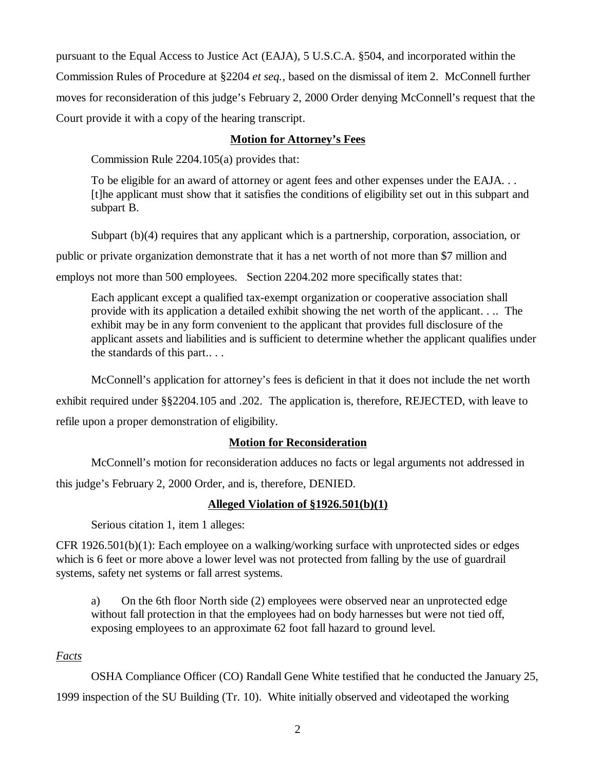pursuant to the Equal Access to Justice Act (EAJA), 5 U.S.C.A. §504, and incorporated within the Commission Rules of Procedure at §2204 *et seq.*, based on the dismissal of item 2. McConnell further moves for reconsideration of this judge's February 2, 2000 Order denying McConnell's request that the Court provide it with a copy of the hearing transcript.

**Motion for Attorney's Fees**

Commission Rule 2204.105(a) provides that:

> To be eligible for an award of attorney or agent fees and other expenses under the EAJA. . . [t]he applicant must show that it satisfies the conditions of eligibility set out in this subpart and subpart B.

Subpart (b)(4) requires that any applicant which is a partnership, corporation, association, or public or private organization demonstrate that it has a net worth of not more than $7 million and employs not more than 500 employees. Section 2204.202 more specifically states that:

> Each applicant except a qualified tax-exempt organization or cooperative association shall provide with its application a detailed exhibit showing the net worth of the applicant. . .. The exhibit may be in any form convenient to the applicant that provides full disclosure of the applicant assets and liabilities and is sufficient to determine whether the applicant qualifies under the standards of this part.. . .

McConnell's application for attorney's fees is deficient in that it does not include the net worth exhibit required under §§2204.105 and .202. The application is, therefore, REJECTED, with leave to refile upon a proper demonstration of eligibility.

**Motion for Reconsideration**

McConnell's motion for reconsideration adduces no facts or legal arguments not addressed in this judge's February 2, 2000 Order, and is, therefore, DENIED.

**Alleged Violation of §1926.501(b)(1)**

Serious citation 1, item 1 alleges:

CFR 1926.501(b)(1): Each employee on a walking/working surface with unprotected sides or edges which is 6 feet or more above a lower level was not protected from falling by the use of guardrail systems, safety net systems or fall arrest systems.

> a) On the 6th floor North side (2) employees were observed near an unprotected edge without fall protection in that the employees had on body harnesses but were not tied off, exposing employees to an approximate 62 foot fall hazard to ground level.

*Facts*

OSHA Compliance Officer (CO) Randall Gene White testified that he conducted the January 25, 1999 inspection of the SU Building (Tr. 10). White initially observed and videotaped the working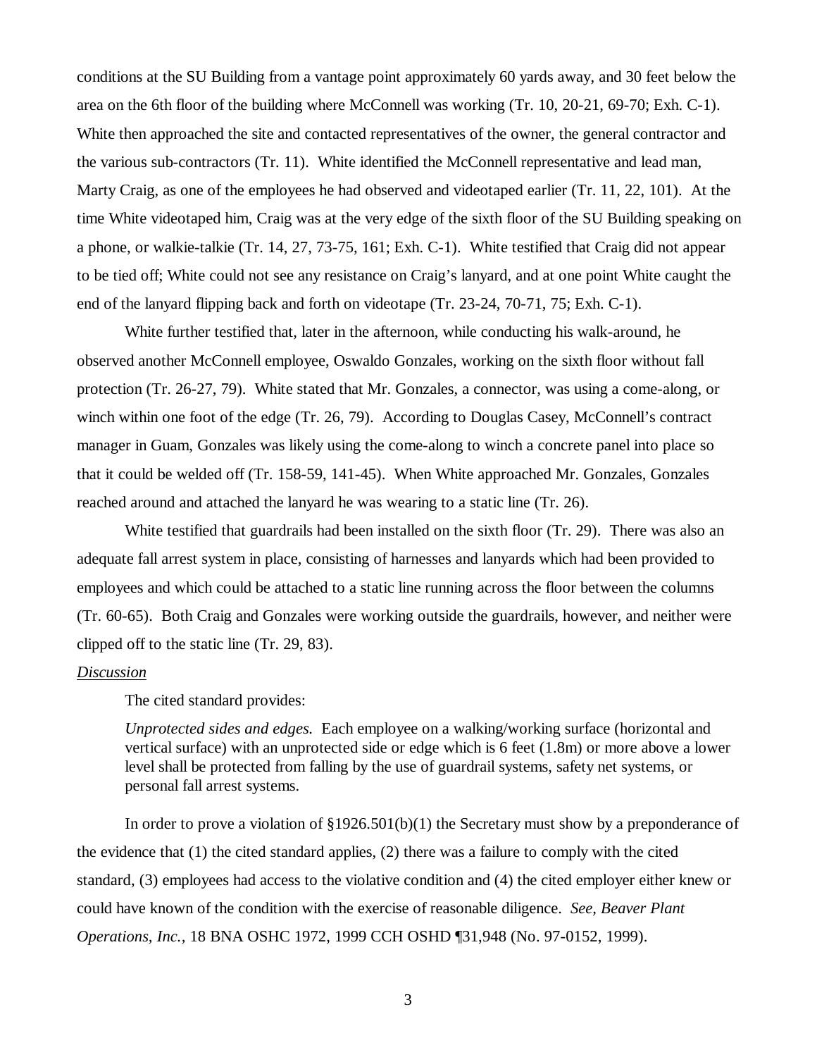conditions at the SU Building from a vantage point approximately 60 yards away, and 30 feet below the area on the 6th floor of the building where McConnell was working (Tr. 10, 20-21, 69-70; Exh. C-1). White then approached the site and contacted representatives of the owner, the general contractor and the various sub-contractors (Tr. 11). White identified the McConnell representative and lead man, Marty Craig, as one of the employees he had observed and videotaped earlier (Tr. 11, 22, 101). At the time White videotaped him, Craig was at the very edge of the sixth floor of the SU Building speaking on a phone, or walkie-talkie (Tr. 14, 27, 73-75, 161; Exh. C-1). White testified that Craig did not appear to be tied off; White could not see any resistance on Craig's lanyard, and at one point White caught the end of the lanyard flipping back and forth on videotape (Tr. 23-24, 70-71, 75; Exh. C-1).

White further testified that, later in the afternoon, while conducting his walk-around, he observed another McConnell employee, Oswaldo Gonzales, working on the sixth floor without fall protection (Tr. 26-27, 79). White stated that Mr. Gonzales, a connector, was using a come-along, or winch within one foot of the edge (Tr. 26, 79). According to Douglas Casey, McConnell's contract manager in Guam, Gonzales was likely using the come-along to winch a concrete panel into place so that it could be welded off (Tr. 158-59, 141-45). When White approached Mr. Gonzales, Gonzales reached around and attached the lanyard he was wearing to a static line (Tr. 26).

White testified that guardrails had been installed on the sixth floor (Tr. 29). There was also an adequate fall arrest system in place, consisting of harnesses and lanyards which had been provided to employees and which could be attached to a static line running across the floor between the columns (Tr. 60-65). Both Craig and Gonzales were working outside the guardrails, however, and neither were clipped off to the static line (Tr. 29, 83).

*Discussion*

The cited standard provides:

> *Unprotected sides and edges.* Each employee on a walking/working surface (horizontal and vertical surface) with an unprotected side or edge which is 6 feet (1.8m) or more above a lower level shall be protected from falling by the use of guardrail systems, safety net systems, or personal fall arrest systems.

In order to prove a violation of §1926.501(b)(1) the Secretary must show by a preponderance of the evidence that (1) the cited standard applies, (2) there was a failure to comply with the cited standard, (3) employees had access to the violative condition and (4) the cited employer either knew or could have known of the condition with the exercise of reasonable diligence. *See, Beaver Plant Operations, Inc.*, 18 BNA OSHC 1972, 1999 CCH OSHD ¶31,948 (No. 97-0152, 1999).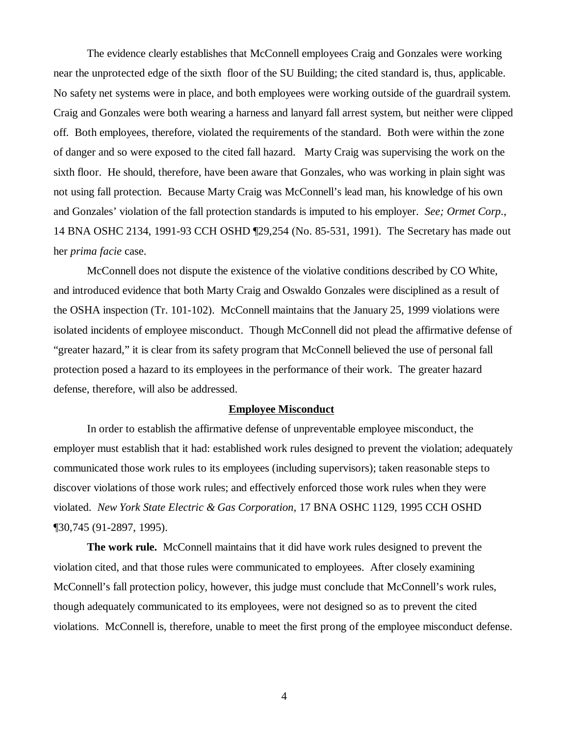The evidence clearly establishes that McConnell employees Craig and Gonzales were working near the unprotected edge of the sixth floor of the SU Building; the cited standard is, thus, applicable. No safety net systems were in place, and both employees were working outside of the guardrail system. Craig and Gonzales were both wearing a harness and lanyard fall arrest system, but neither were clipped off. Both employees, therefore, violated the requirements of the standard. Both were within the zone of danger and so were exposed to the cited fall hazard. Marty Craig was supervising the work on the sixth floor. He should, therefore, have been aware that Gonzales, who was working in plain sight was not using fall protection. Because Marty Craig was McConnell's lead man, his knowledge of his own and Gonzales' violation of the fall protection standards is imputed to his employer. *See; Ormet Corp*., 14 BNA OSHC 2134, 1991-93 CCH OSHD ¶29,254 (No. 85-531, 1991). The Secretary has made out her *prima facie* case.

McConnell does not dispute the existence of the violative conditions described by CO White, and introduced evidence that both Marty Craig and Oswaldo Gonzales were disciplined as a result of the OSHA inspection (Tr. 101-102). McConnell maintains that the January 25, 1999 violations were isolated incidents of employee misconduct. Though McConnell did not plead the affirmative defense of "greater hazard," it is clear from its safety program that McConnell believed the use of personal fall protection posed a hazard to its employees in the performance of their work. The greater hazard defense, therefore, will also be addressed.

**Employee Misconduct**

In order to establish the affirmative defense of unpreventable employee misconduct, the employer must establish that it had: established work rules designed to prevent the violation; adequately communicated those work rules to its employees (including supervisors); taken reasonable steps to discover violations of those work rules; and effectively enforced those work rules when they were violated. *New York State Electric & Gas Corporation*, 17 BNA OSHC 1129, 1995 CCH OSHD ¶30,745 (91-2897, 1995).

**The work rule.** McConnell maintains that it did have work rules designed to prevent the violation cited, and that those rules were communicated to employees. After closely examining McConnell's fall protection policy, however, this judge must conclude that McConnell's work rules, though adequately communicated to its employees, were not designed so as to prevent the cited violations. McConnell is, therefore, unable to meet the first prong of the employee misconduct defense.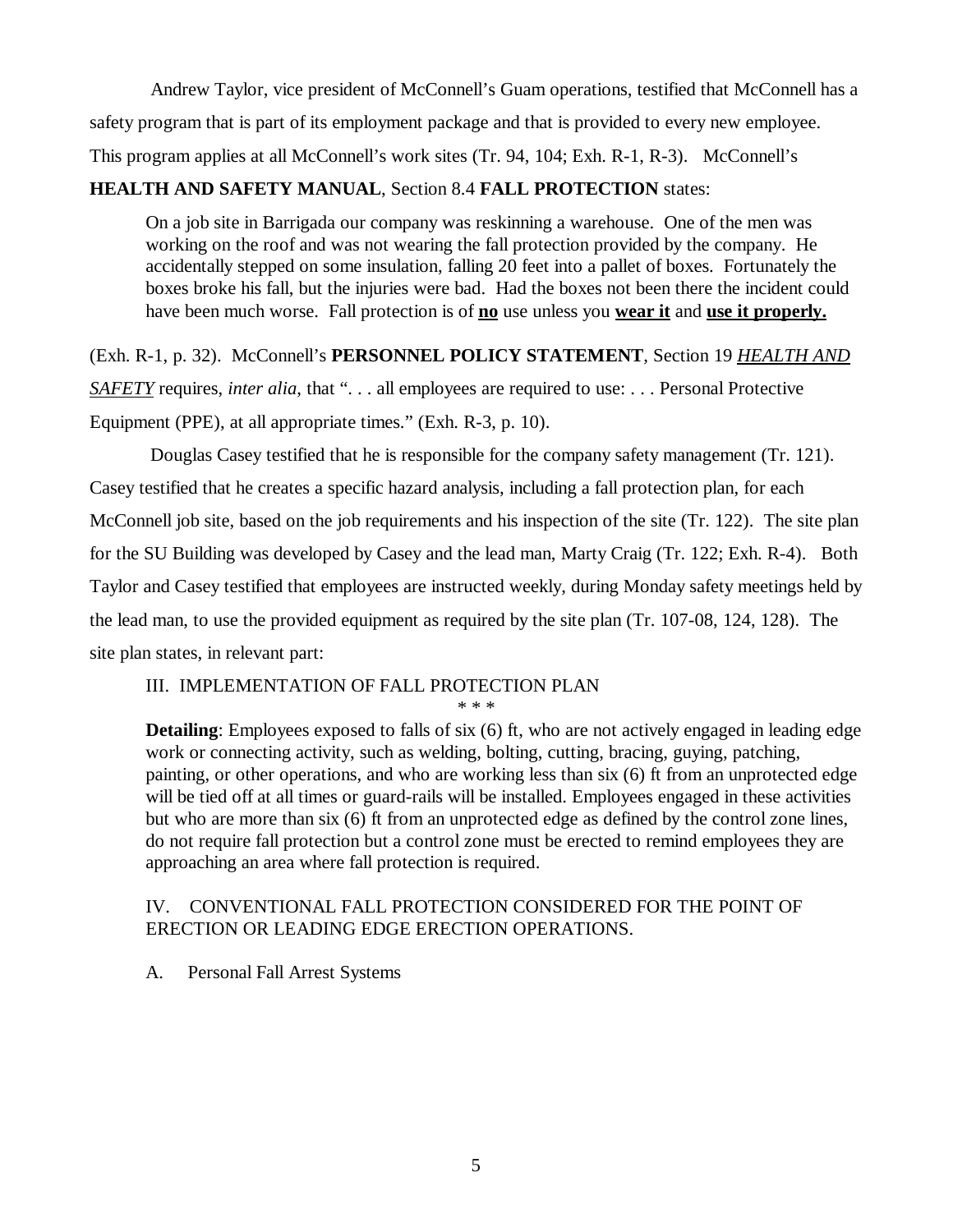Andrew Taylor, vice president of McConnell's Guam operations, testified that McConnell has a safety program that is part of its employment package and that is provided to every new employee. This program applies at all McConnell's work sites (Tr. 94, 104; Exh. R-1, R-3). McConnell's **HEALTH AND SAFETY MANUAL**, Section 8.4 **FALL PROTECTION** states:

> On a job site in Barrigada our company was reskinning a warehouse. One of the men was working on the roof and was not wearing the fall protection provided by the company. He accidentally stepped on some insulation, falling 20 feet into a pallet of boxes. Fortunately the boxes broke his fall, but the injuries were bad. Had the boxes not been there the incident could have been much worse. Fall protection is of **no** use unless you **wear it** and **use it properly.**

(Exh. R-1, p. 32). McConnell's **PERSONNEL POLICY STATEMENT**, Section 19 *HEALTH AND SAFETY* requires, *inter alia*, that ". . . all employees are required to use: . . . Personal Protective Equipment (PPE), at all appropriate times." (Exh. R-3, p. 10).

Douglas Casey testified that he is responsible for the company safety management (Tr. 121). Casey testified that he creates a specific hazard analysis, including a fall protection plan, for each McConnell job site, based on the job requirements and his inspection of the site (Tr. 122). The site plan for the SU Building was developed by Casey and the lead man, Marty Craig (Tr. 122; Exh. R-4). Both Taylor and Casey testified that employees are instructed weekly, during Monday safety meetings held by the lead man, to use the provided equipment as required by the site plan (Tr. 107-08, 124, 128). The site plan states, in relevant part:

> III. IMPLEMENTATION OF FALL PROTECTION PLAN
>
> \* \* \*
>
> **Detailing**: Employees exposed to falls of six (6) ft, who are not actively engaged in leading edge work or connecting activity, such as welding, bolting, cutting, bracing, guying, patching, painting, or other operations, and who are working less than six (6) ft from an unprotected edge will be tied off at all times or guard-rails will be installed. Employees engaged in these activities but who are more than six (6) ft from an unprotected edge as defined by the control zone lines, do not require fall protection but a control zone must be erected to remind employees they are approaching an area where fall protection is required.
>
> IV. CONVENTIONAL FALL PROTECTION CONSIDERED FOR THE POINT OF ERECTION OR LEADING EDGE ERECTION OPERATIONS.
>
> A. Personal Fall Arrest Systems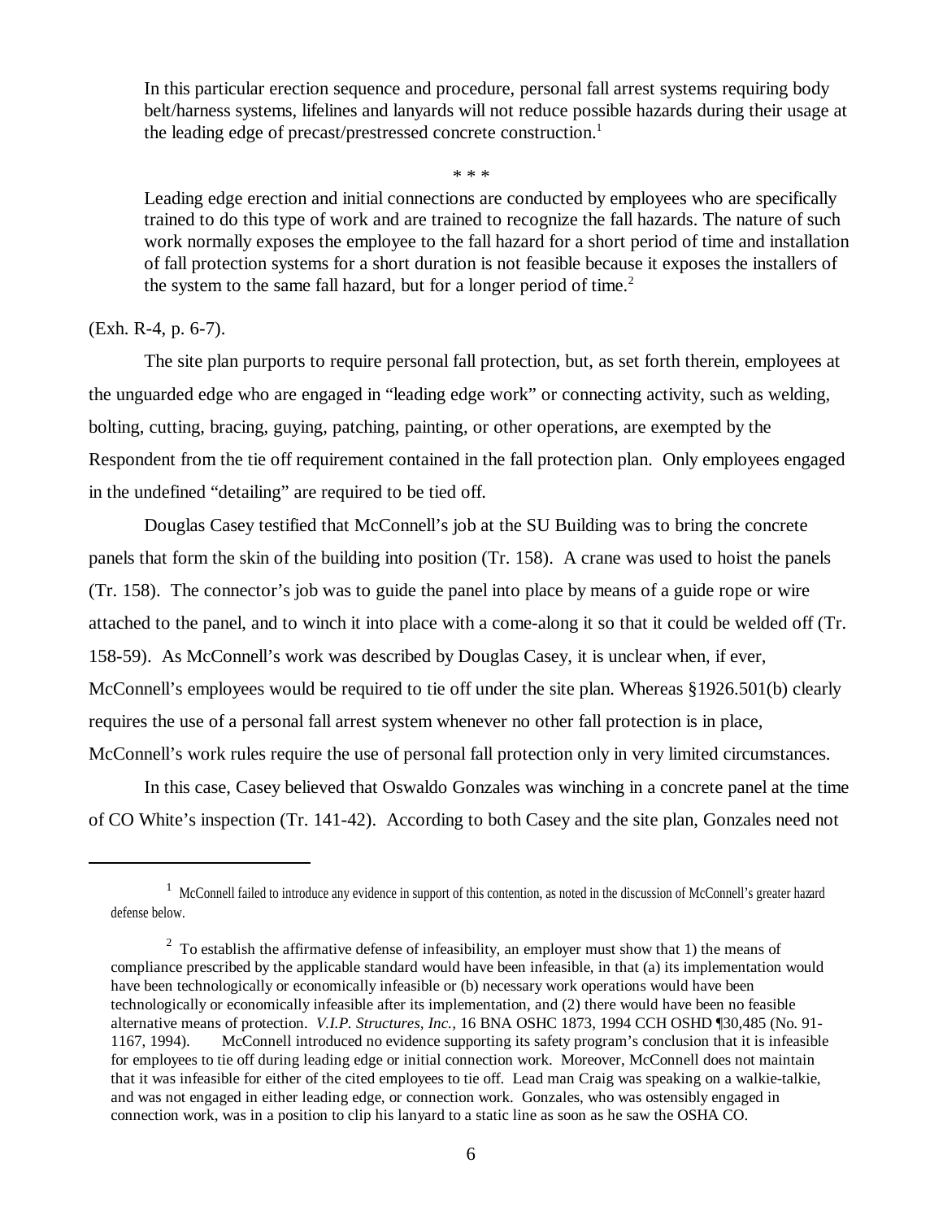> In this particular erection sequence and procedure, personal fall arrest systems requiring body belt/harness systems, lifelines and lanyards will not reduce possible hazards during their usage at the leading edge of precast/prestressed concrete construction.[1]
>
> \* \* \*
>
> Leading edge erection and initial connections are conducted by employees who are specifically trained to do this type of work and are trained to recognize the fall hazards. The nature of such work normally exposes the employee to the fall hazard for a short period of time and installation of fall protection systems for a short duration is not feasible because it exposes the installers of the system to the same fall hazard, but for a longer period of time.[2]

(Exh. R-4, p. 6-7).

The site plan purports to require personal fall protection, but, as set forth therein, employees at the unguarded edge who are engaged in "leading edge work" or connecting activity, such as welding, bolting, cutting, bracing, guying, patching, painting, or other operations, are exempted by the Respondent from the tie off requirement contained in the fall protection plan. Only employees engaged in the undefined "detailing" are required to be tied off.

Douglas Casey testified that McConnell's job at the SU Building was to bring the concrete panels that form the skin of the building into position (Tr. 158). A crane was used to hoist the panels (Tr. 158). The connector's job was to guide the panel into place by means of a guide rope or wire attached to the panel, and to winch it into place with a come-along it so that it could be welded off (Tr. 158-59). As McConnell's work was described by Douglas Casey, it is unclear when, if ever, McConnell's employees would be required to tie off under the site plan. Whereas §1926.501(b) clearly requires the use of a personal fall arrest system whenever no other fall protection is in place, McConnell's work rules require the use of personal fall protection only in very limited circumstances.

In this case, Casey believed that Oswaldo Gonzales was winching in a concrete panel at the time of CO White's inspection (Tr. 141-42). According to both Casey and the site plan, Gonzales need not

---

[1] McConnell failed to introduce any evidence in support of this contention, as noted in the discussion of McConnell's greater hazard defense below.

[2] To establish the affirmative defense of infeasibility, an employer must show that 1) the means of compliance prescribed by the applicable standard would have been infeasible, in that (a) its implementation would have been technologically or economically infeasible or (b) necessary work operations would have been technologically or economically infeasible after its implementation, and (2) there would have been no feasible alternative means of protection. *V.I.P. Structures, Inc.*, 16 BNA OSHC 1873, 1994 CCH OSHD ¶30,485 (No. 91-1167, 1994). McConnell introduced no evidence supporting its safety program's conclusion that it is infeasible for employees to tie off during leading edge or initial connection work. Moreover, McConnell does not maintain that it was infeasible for either of the cited employees to tie off. Lead man Craig was speaking on a walkie-talkie, and was not engaged in either leading edge, or connection work. Gonzales, who was ostensibly engaged in connection work, was in a position to clip his lanyard to a static line as soon as he saw the OSHA CO.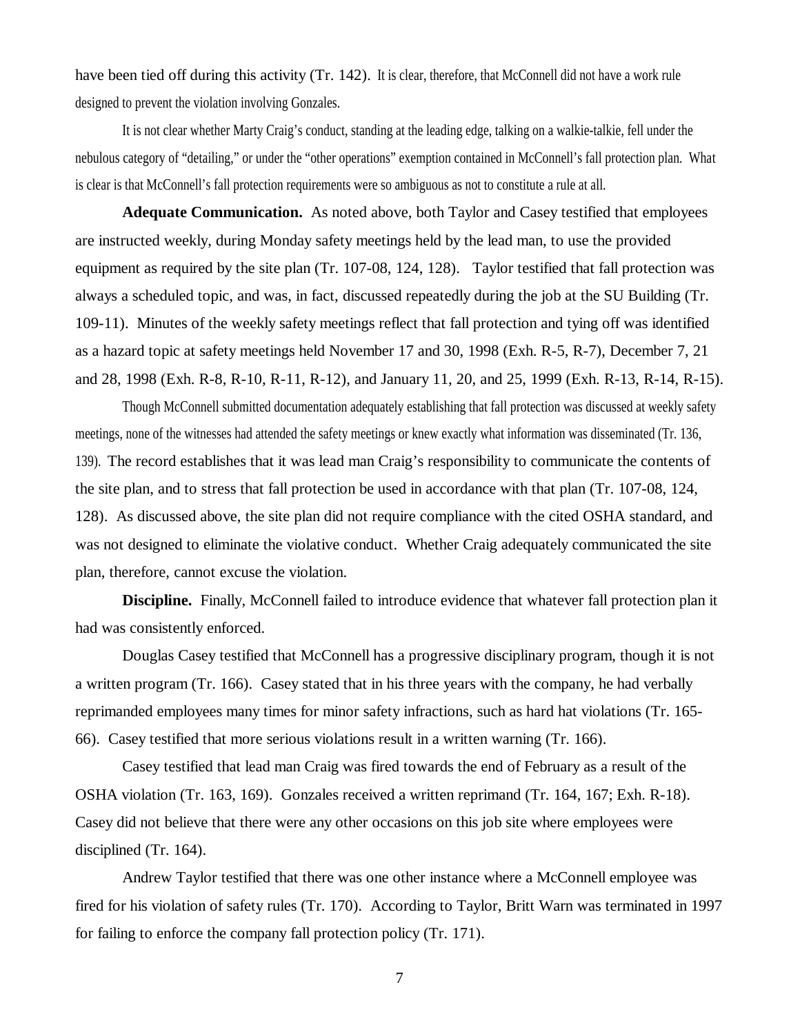have been tied off during this activity (Tr. 142). It is clear, therefore, that McConnell did not have a work rule designed to prevent the violation involving Gonzales.

It is not clear whether Marty Craig's conduct, standing at the leading edge, talking on a walkie-talkie, fell under the nebulous category of "detailing," or under the "other operations" exemption contained in McConnell's fall protection plan. What is clear is that McConnell's fall protection requirements were so ambiguous as not to constitute a rule at all.

**Adequate Communication.** As noted above, both Taylor and Casey testified that employees are instructed weekly, during Monday safety meetings held by the lead man, to use the provided equipment as required by the site plan (Tr. 107-08, 124, 128). Taylor testified that fall protection was always a scheduled topic, and was, in fact, discussed repeatedly during the job at the SU Building (Tr. 109-11). Minutes of the weekly safety meetings reflect that fall protection and tying off was identified as a hazard topic at safety meetings held November 17 and 30, 1998 (Exh. R-5, R-7), December 7, 21 and 28, 1998 (Exh. R-8, R-10, R-11, R-12), and January 11, 20, and 25, 1999 (Exh. R-13, R-14, R-15).

Though McConnell submitted documentation adequately establishing that fall protection was discussed at weekly safety meetings, none of the witnesses had attended the safety meetings or knew exactly what information was disseminated (Tr. 136, 139). The record establishes that it was lead man Craig's responsibility to communicate the contents of the site plan, and to stress that fall protection be used in accordance with that plan (Tr. 107-08, 124, 128). As discussed above, the site plan did not require compliance with the cited OSHA standard, and was not designed to eliminate the violative conduct. Whether Craig adequately communicated the site plan, therefore, cannot excuse the violation.

**Discipline.** Finally, McConnell failed to introduce evidence that whatever fall protection plan it had was consistently enforced.

Douglas Casey testified that McConnell has a progressive disciplinary program, though it is not a written program (Tr. 166). Casey stated that in his three years with the company, he had verbally reprimanded employees many times for minor safety infractions, such as hard hat violations (Tr. 165-66). Casey testified that more serious violations result in a written warning (Tr. 166).

Casey testified that lead man Craig was fired towards the end of February as a result of the OSHA violation (Tr. 163, 169). Gonzales received a written reprimand (Tr. 164, 167; Exh. R-18). Casey did not believe that there were any other occasions on this job site where employees were disciplined (Tr. 164).

Andrew Taylor testified that there was one other instance where a McConnell employee was fired for his violation of safety rules (Tr. 170). According to Taylor, Britt Warn was terminated in 1997 for failing to enforce the company fall protection policy (Tr. 171).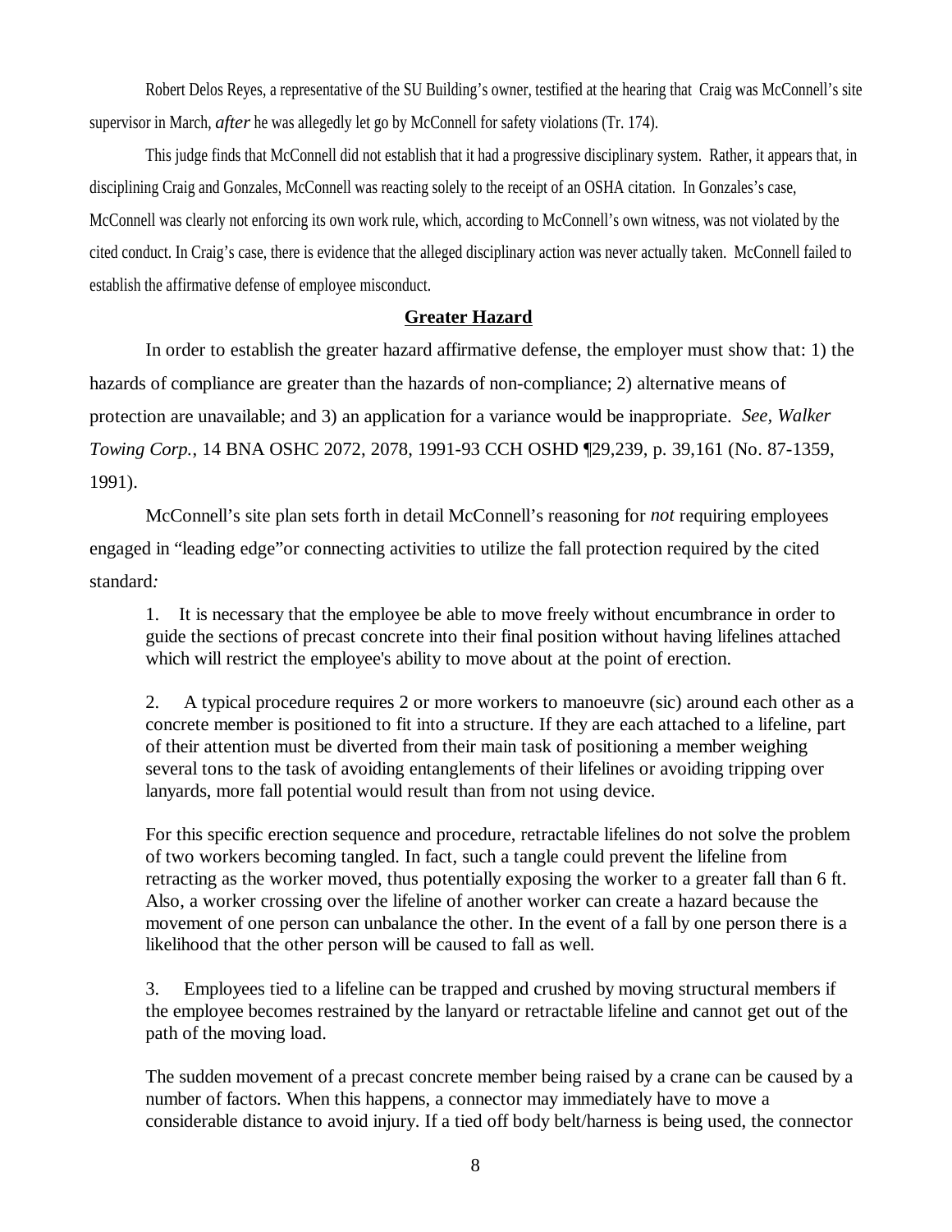Robert Delos Reyes, a representative of the SU Building's owner, testified at the hearing that Craig was McConnell's site supervisor in March, *after* he was allegedly let go by McConnell for safety violations (Tr. 174).

This judge finds that McConnell did not establish that it had a progressive disciplinary system. Rather, it appears that, in disciplining Craig and Gonzales, McConnell was reacting solely to the receipt of an OSHA citation. In Gonzales's case, McConnell was clearly not enforcing its own work rule, which, according to McConnell's own witness, was not violated by the cited conduct. In Craig's case, there is evidence that the alleged disciplinary action was never actually taken. McConnell failed to establish the affirmative defense of employee misconduct.

## **Greater Hazard**

In order to establish the greater hazard affirmative defense, the employer must show that: 1) the hazards of compliance are greater than the hazards of non-compliance; 2) alternative means of protection are unavailable; and 3) an application for a variance would be inappropriate. *See, Walker Towing Corp.*, 14 BNA OSHC 2072, 2078, 1991-93 CCH OSHD ¶29,239, p. 39,161 (No. 87-1359, 1991).

McConnell's site plan sets forth in detail McConnell's reasoning for *not* requiring employees engaged in "leading edge"or connecting activities to utilize the fall protection required by the cited standard*:*

> 1. It is necessary that the employee be able to move freely without encumbrance in order to guide the sections of precast concrete into their final position without having lifelines attached which will restrict the employee's ability to move about at the point of erection.
>
> 2. A typical procedure requires 2 or more workers to manoeuvre (sic) around each other as a concrete member is positioned to fit into a structure. If they are each attached to a lifeline, part of their attention must be diverted from their main task of positioning a member weighing several tons to the task of avoiding entanglements of their lifelines or avoiding tripping over lanyards, more fall potential would result than from not using device.
>
> For this specific erection sequence and procedure, retractable lifelines do not solve the problem of two workers becoming tangled. In fact, such a tangle could prevent the lifeline from retracting as the worker moved, thus potentially exposing the worker to a greater fall than 6 ft. Also, a worker crossing over the lifeline of another worker can create a hazard because the movement of one person can unbalance the other. In the event of a fall by one person there is a likelihood that the other person will be caused to fall as well.
>
> 3. Employees tied to a lifeline can be trapped and crushed by moving structural members if the employee becomes restrained by the lanyard or retractable lifeline and cannot get out of the path of the moving load.
>
> The sudden movement of a precast concrete member being raised by a crane can be caused by a number of factors. When this happens, a connector may immediately have to move a considerable distance to avoid injury. If a tied off body belt/harness is being used, the connector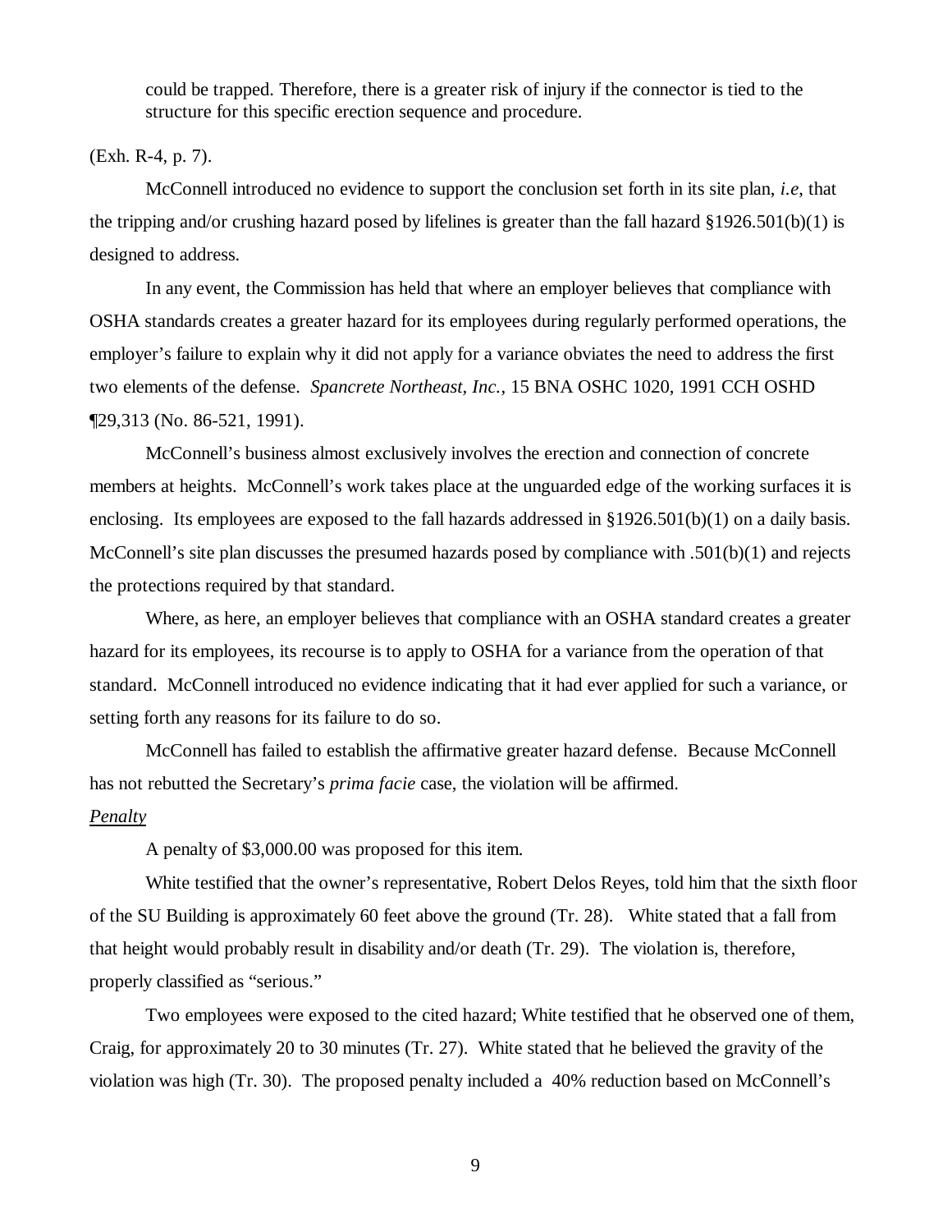> could be trapped. Therefore, there is a greater risk of injury if the connector is tied to the structure for this specific erection sequence and procedure.

(Exh. R-4, p. 7).

McConnell introduced no evidence to support the conclusion set forth in its site plan, *i.e*, that the tripping and/or crushing hazard posed by lifelines is greater than the fall hazard §1926.501(b)(1) is designed to address.

In any event, the Commission has held that where an employer believes that compliance with OSHA standards creates a greater hazard for its employees during regularly performed operations, the employer's failure to explain why it did not apply for a variance obviates the need to address the first two elements of the defense. *Spancrete Northeast, Inc.*, 15 BNA OSHC 1020, 1991 CCH OSHD ¶29,313 (No. 86-521, 1991).

McConnell's business almost exclusively involves the erection and connection of concrete members at heights. McConnell's work takes place at the unguarded edge of the working surfaces it is enclosing. Its employees are exposed to the fall hazards addressed in §1926.501(b)(1) on a daily basis. McConnell's site plan discusses the presumed hazards posed by compliance with .501(b)(1) and rejects the protections required by that standard.

Where, as here, an employer believes that compliance with an OSHA standard creates a greater hazard for its employees, its recourse is to apply to OSHA for a variance from the operation of that standard. McConnell introduced no evidence indicating that it had ever applied for such a variance, or setting forth any reasons for its failure to do so.

McConnell has failed to establish the affirmative greater hazard defense. Because McConnell has not rebutted the Secretary's *prima facie* case, the violation will be affirmed.

*Penalty*

A penalty of $3,000.00 was proposed for this item.

White testified that the owner's representative, Robert Delos Reyes, told him that the sixth floor of the SU Building is approximately 60 feet above the ground (Tr. 28). White stated that a fall from that height would probably result in disability and/or death (Tr. 29). The violation is, therefore, properly classified as "serious."

Two employees were exposed to the cited hazard; White testified that he observed one of them, Craig, for approximately 20 to 30 minutes (Tr. 27). White stated that he believed the gravity of the violation was high (Tr. 30). The proposed penalty included a 40% reduction based on McConnell's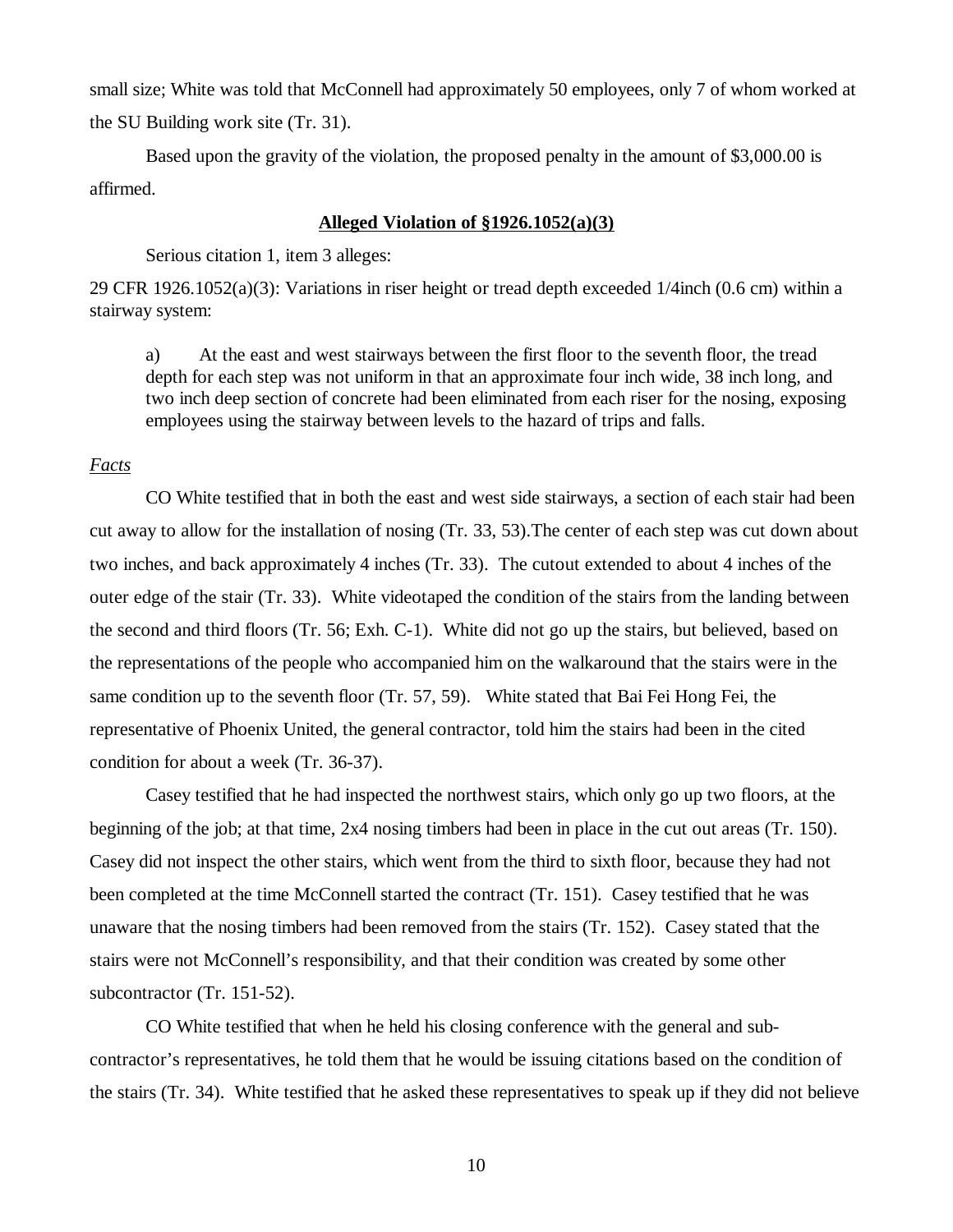small size; White was told that McConnell had approximately 50 employees, only 7 of whom worked at the SU Building work site (Tr. 31).

Based upon the gravity of the violation, the proposed penalty in the amount of $3,000.00 is affirmed.

**Alleged Violation of §1926.1052(a)(3)**

Serious citation 1, item 3 alleges:

29 CFR 1926.1052(a)(3): Variations in riser height or tread depth exceeded 1/4inch (0.6 cm) within a stairway system:

> a) At the east and west stairways between the first floor to the seventh floor, the tread depth for each step was not uniform in that an approximate four inch wide, 38 inch long, and two inch deep section of concrete had been eliminated from each riser for the nosing, exposing employees using the stairway between levels to the hazard of trips and falls.

*Facts*

CO White testified that in both the east and west side stairways, a section of each stair had been cut away to allow for the installation of nosing (Tr. 33, 53).The center of each step was cut down about two inches, and back approximately 4 inches (Tr. 33). The cutout extended to about 4 inches of the outer edge of the stair (Tr. 33). White videotaped the condition of the stairs from the landing between the second and third floors (Tr. 56; Exh. C-1). White did not go up the stairs, but believed, based on the representations of the people who accompanied him on the walkaround that the stairs were in the same condition up to the seventh floor (Tr. 57, 59). White stated that Bai Fei Hong Fei, the representative of Phoenix United, the general contractor, told him the stairs had been in the cited condition for about a week (Tr. 36-37).

Casey testified that he had inspected the northwest stairs, which only go up two floors, at the beginning of the job; at that time, 2x4 nosing timbers had been in place in the cut out areas (Tr. 150). Casey did not inspect the other stairs, which went from the third to sixth floor, because they had not been completed at the time McConnell started the contract (Tr. 151). Casey testified that he was unaware that the nosing timbers had been removed from the stairs (Tr. 152). Casey stated that the stairs were not McConnell's responsibility, and that their condition was created by some other subcontractor (Tr. 151-52).

CO White testified that when he held his closing conference with the general and sub-contractor's representatives, he told them that he would be issuing citations based on the condition of the stairs (Tr. 34). White testified that he asked these representatives to speak up if they did not believe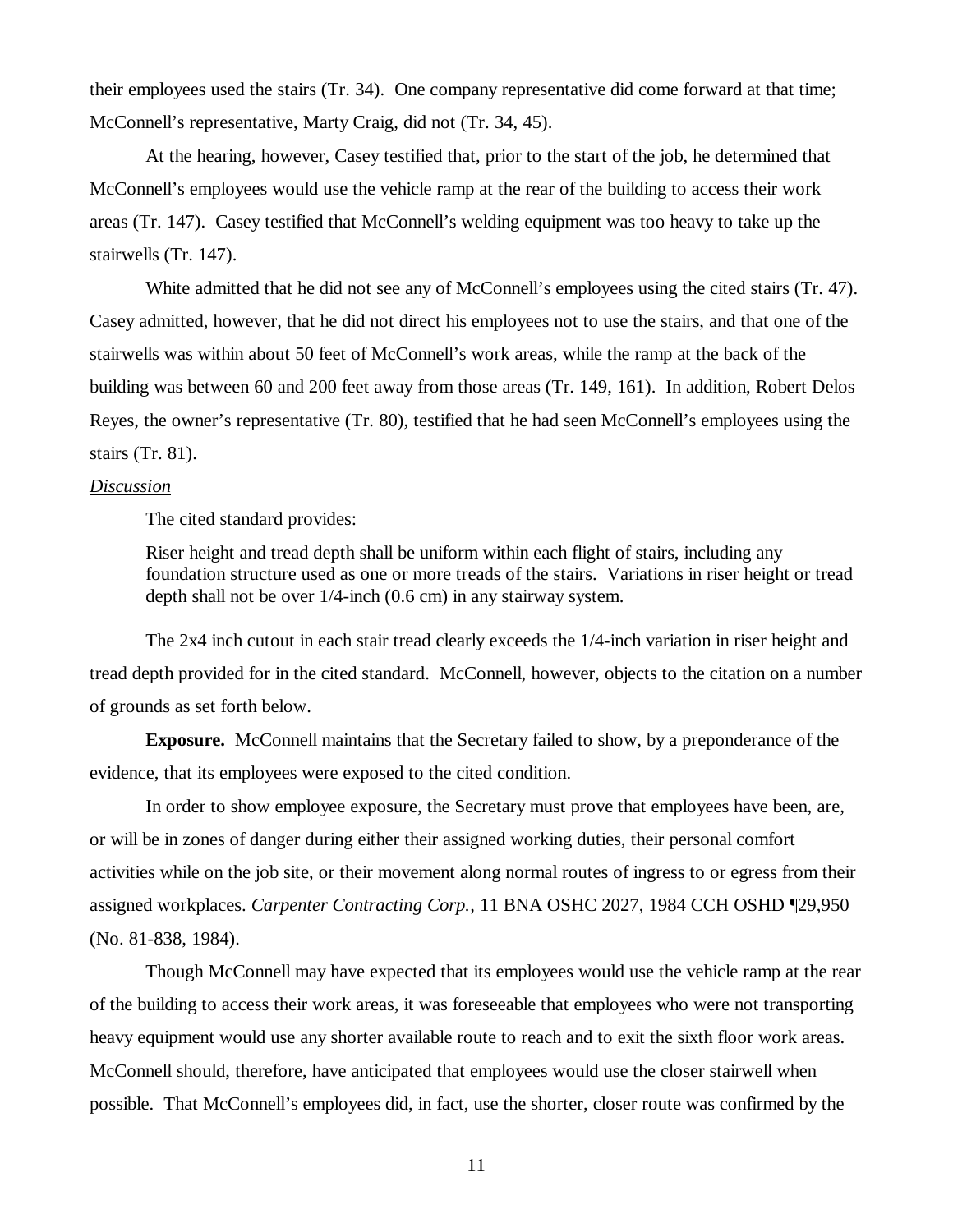their employees used the stairs (Tr. 34). One company representative did come forward at that time; McConnell's representative, Marty Craig, did not (Tr. 34, 45).

At the hearing, however, Casey testified that, prior to the start of the job, he determined that McConnell's employees would use the vehicle ramp at the rear of the building to access their work areas (Tr. 147). Casey testified that McConnell's welding equipment was too heavy to take up the stairwells (Tr. 147).

White admitted that he did not see any of McConnell's employees using the cited stairs (Tr. 47). Casey admitted, however, that he did not direct his employees not to use the stairs, and that one of the stairwells was within about 50 feet of McConnell's work areas, while the ramp at the back of the building was between 60 and 200 feet away from those areas (Tr. 149, 161). In addition, Robert Delos Reyes, the owner's representative (Tr. 80), testified that he had seen McConnell's employees using the stairs (Tr. 81).

*Discussion*

The cited standard provides:

> Riser height and tread depth shall be uniform within each flight of stairs, including any foundation structure used as one or more treads of the stairs. Variations in riser height or tread depth shall not be over 1/4-inch (0.6 cm) in any stairway system.

The 2x4 inch cutout in each stair tread clearly exceeds the 1/4-inch variation in riser height and tread depth provided for in the cited standard. McConnell, however, objects to the citation on a number of grounds as set forth below.

**Exposure.** McConnell maintains that the Secretary failed to show, by a preponderance of the evidence, that its employees were exposed to the cited condition.

In order to show employee exposure, the Secretary must prove that employees have been, are, or will be in zones of danger during either their assigned working duties, their personal comfort activities while on the job site, or their movement along normal routes of ingress to or egress from their assigned workplaces. *Carpenter Contracting Corp.*, 11 BNA OSHC 2027, 1984 CCH OSHD ¶29,950 (No. 81-838, 1984).

Though McConnell may have expected that its employees would use the vehicle ramp at the rear of the building to access their work areas, it was foreseeable that employees who were not transporting heavy equipment would use any shorter available route to reach and to exit the sixth floor work areas. McConnell should, therefore, have anticipated that employees would use the closer stairwell when possible. That McConnell's employees did, in fact, use the shorter, closer route was confirmed by the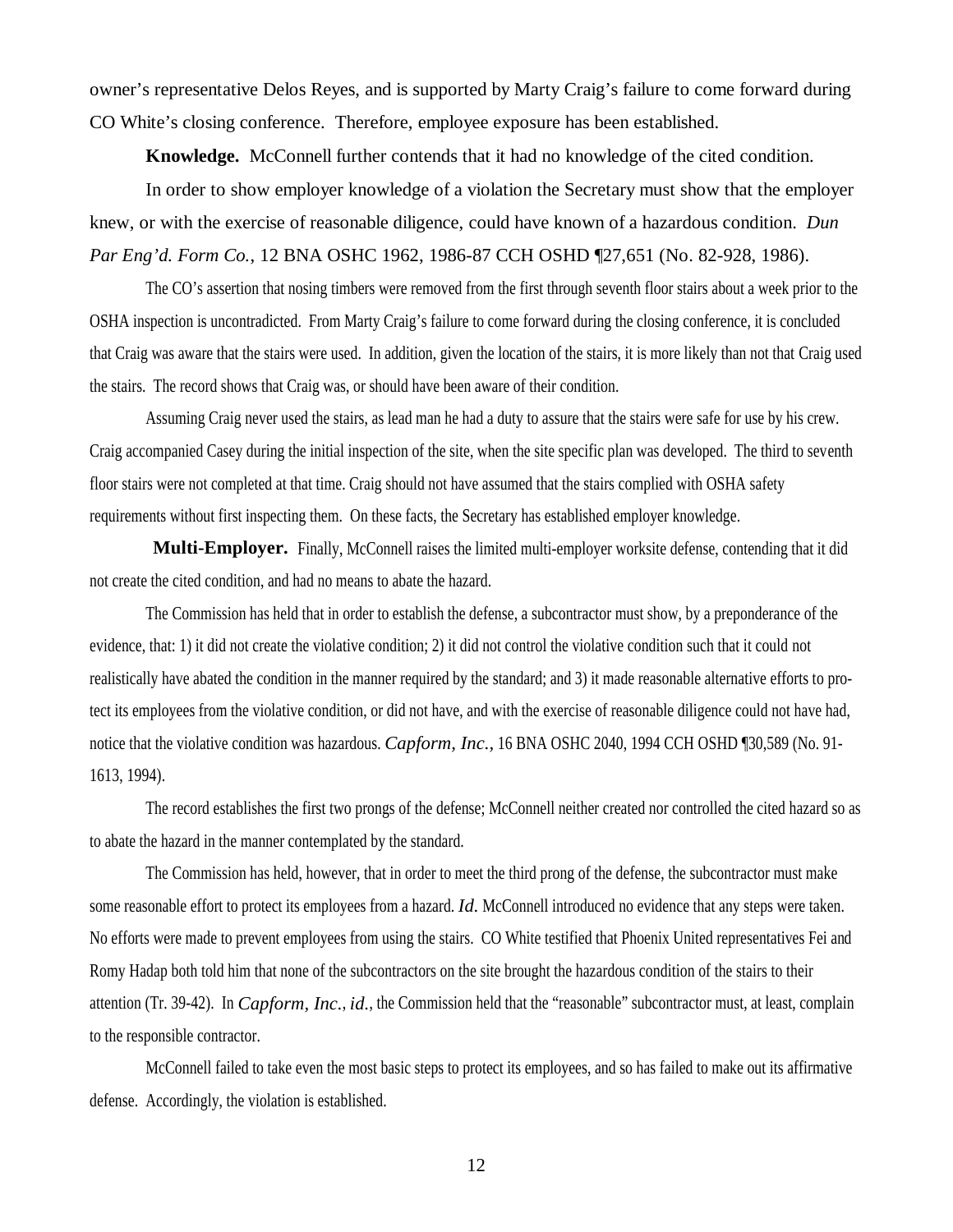owner's representative Delos Reyes, and is supported by Marty Craig's failure to come forward during CO White's closing conference. Therefore, employee exposure has been established.

**Knowledge.** McConnell further contends that it had no knowledge of the cited condition.

In order to show employer knowledge of a violation the Secretary must show that the employer knew, or with the exercise of reasonable diligence, could have known of a hazardous condition. *Dun Par Eng'd. Form Co.*, 12 BNA OSHC 1962, 1986-87 CCH OSHD ¶27,651 (No. 82-928, 1986).

The CO's assertion that nosing timbers were removed from the first through seventh floor stairs about a week prior to the OSHA inspection is uncontradicted. From Marty Craig's failure to come forward during the closing conference, it is concluded that Craig was aware that the stairs were used. In addition, given the location of the stairs, it is more likely than not that Craig used the stairs. The record shows that Craig was, or should have been aware of their condition.

Assuming Craig never used the stairs, as lead man he had a duty to assure that the stairs were safe for use by his crew. Craig accompanied Casey during the initial inspection of the site, when the site specific plan was developed. The third to seventh floor stairs were not completed at that time. Craig should not have assumed that the stairs complied with OSHA safety requirements without first inspecting them. On these facts, the Secretary has established employer knowledge.

**Multi-Employer.** Finally, McConnell raises the limited multi-employer worksite defense, contending that it did not create the cited condition, and had no means to abate the hazard.

The Commission has held that in order to establish the defense, a subcontractor must show, by a preponderance of the evidence, that: 1) it did not create the violative condition; 2) it did not control the violative condition such that it could not realistically have abated the condition in the manner required by the standard; and 3) it made reasonable alternative efforts to protect its employees from the violative condition, or did not have, and with the exercise of reasonable diligence could not have had, notice that the violative condition was hazardous. *Capform, Inc.*, 16 BNA OSHC 2040, 1994 CCH OSHD ¶30,589 (No. 91-1613, 1994).

The record establishes the first two prongs of the defense; McConnell neither created nor controlled the cited hazard so as to abate the hazard in the manner contemplated by the standard.

The Commission has held, however, that in order to meet the third prong of the defense, the subcontractor must make some reasonable effort to protect its employees from a hazard. *Id.* McConnell introduced no evidence that any steps were taken. No efforts were made to prevent employees from using the stairs. CO White testified that Phoenix United representatives Fei and Romy Hadap both told him that none of the subcontractors on the site brought the hazardous condition of the stairs to their attention (Tr. 39-42). In *Capform, Inc., id.*, the Commission held that the "reasonable" subcontractor must, at least, complain to the responsible contractor.

McConnell failed to take even the most basic steps to protect its employees, and so has failed to make out its affirmative defense. Accordingly, the violation is established.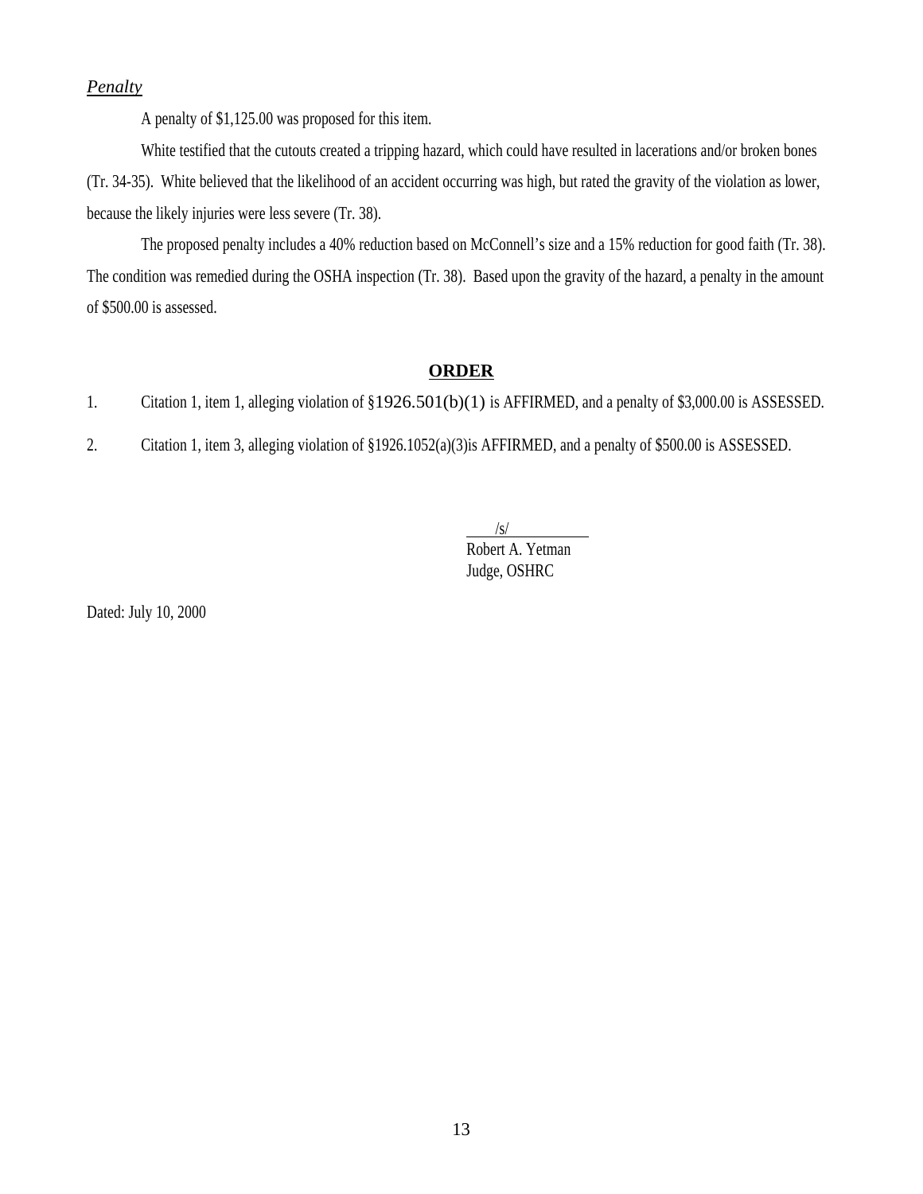*Penalty*

A penalty of $1,125.00 was proposed for this item.

White testified that the cutouts created a tripping hazard, which could have resulted in lacerations and/or broken bones (Tr. 34-35). White believed that the likelihood of an accident occurring was high, but rated the gravity of the violation as lower, because the likely injuries were less severe (Tr. 38).

The proposed penalty includes a 40% reduction based on McConnell's size and a 15% reduction for good faith (Tr. 38). The condition was remedied during the OSHA inspection (Tr. 38). Based upon the gravity of the hazard, a penalty in the amount of $500.00 is assessed.

## ORDER

1. Citation 1, item 1, alleging violation of §1926.501(b)(1) is AFFIRMED, and a penalty of $3,000.00 is ASSESSED.

2. Citation 1, item 3, alleging violation of §1926.1052(a)(3)is AFFIRMED, and a penalty of $500.00 is ASSESSED.

/s/
Robert A. Yetman
Judge, OSHRC

Dated: July 10, 2000